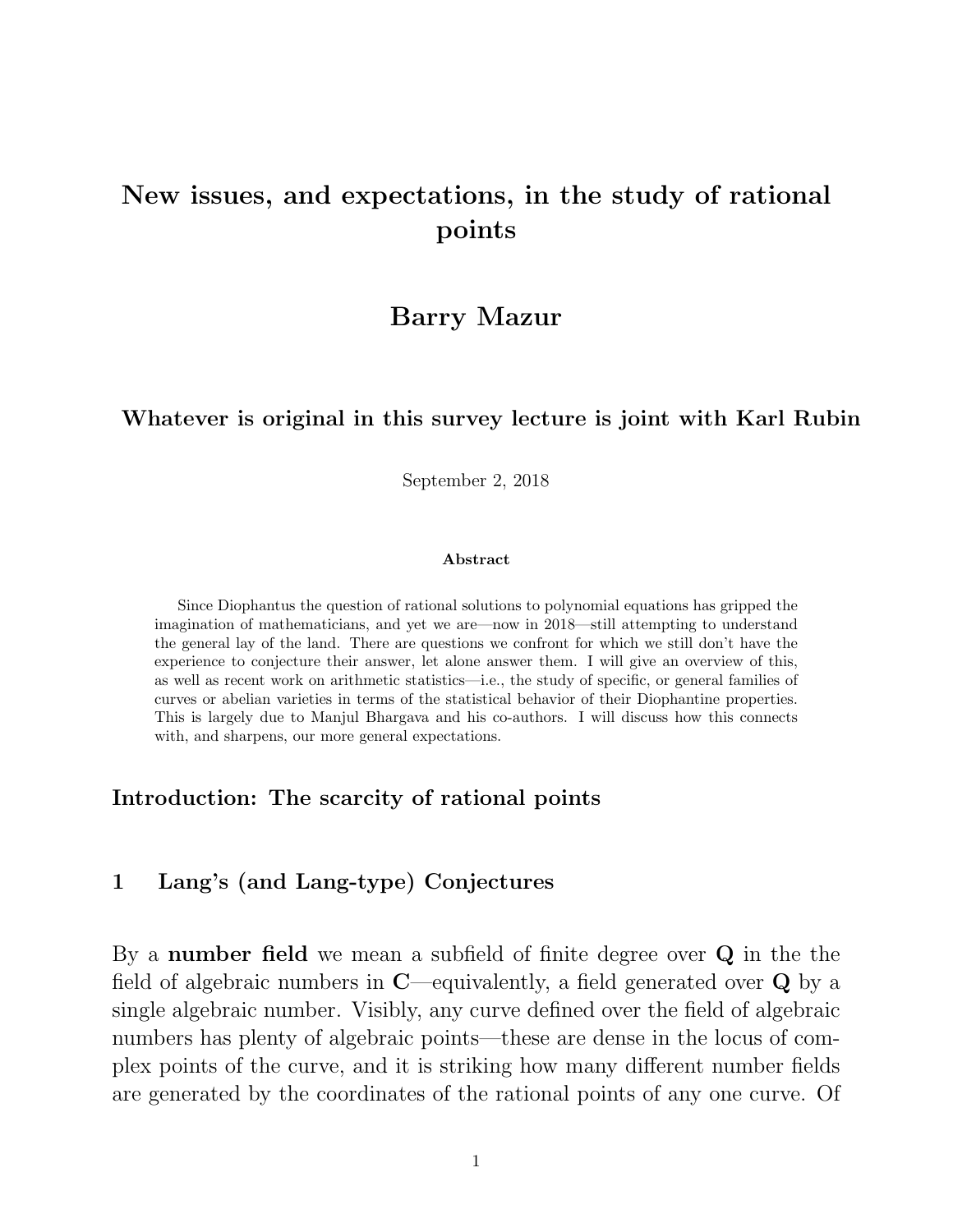# New issues, and expectations, in the study of rational points

## Barry Mazur

### Whatever is original in this survey lecture is joint with Karl Rubin

September 2, 2018

**Abstract**

Since Diophantus the question of rational solutions to polynomial equations has gripped the imagination of mathematicians, and yet we are—now in 2018—still attempting to understand the general lay of the land. There are questions we confront for which we still don't have the experience to conjecture their answer, let alone answer them. I will give an overview of this, as well as recent work on arithmetic statistics—i.e., the study of specific, or general families of curves or abelian varieties in terms of the statistical behavior of their Diophantine properties. This is largely due to Manjul Bhargava and his co-authors. I will discuss how this connects with, and sharpens, our more general expectations.

### Introduction: The scarcity of rational points

## 1 Lang's (and Lang-type) Conjectures

By a **number field** we mean a subfield of finite degree over $\mathbf{Q}$ in the the field of algebraic numbers in $\mathbf{C}$—equivalently, a field generated over $\mathbf{Q}$ by a single algebraic number. Visibly, any curve defined over the field of algebraic numbers has plenty of algebraic points—these are dense in the locus of complex points of the curve, and it is striking how many different number fields are generated by the coordinates of the rational points of any one curve. Of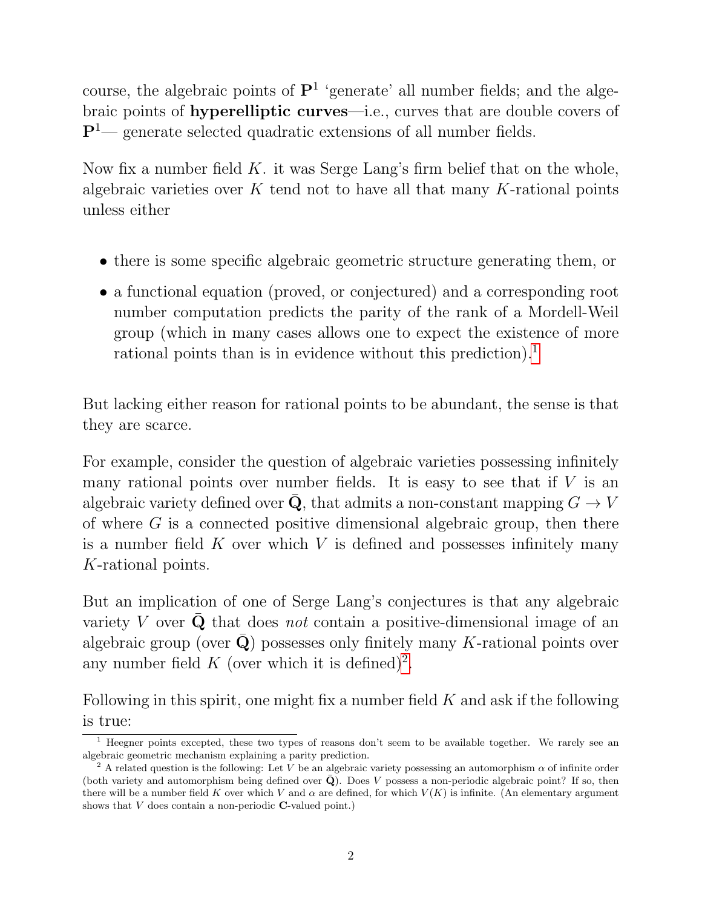course, the algebraic points of $\mathbf{P}^1$ 'generate' all number fields; and the algebraic points of **hyperelliptic curves**—i.e., curves that are double covers of $\mathbf{P}^1$— generate selected quadratic extensions of all number fields.

Now fix a number field $K$. it was Serge Lang's firm belief that on the whole, algebraic varieties over $K$ tend not to have all that many $K$-rational points unless either

- there is some specific algebraic geometric structure generating them, or
- a functional equation (proved, or conjectured) and a corresponding root number computation predicts the parity of the rank of a Mordell-Weil group (which in many cases allows one to expect the existence of more rational points than is in evidence without this prediction).[1]

But lacking either reason for rational points to be abundant, the sense is that they are scarce.

For example, consider the question of algebraic varieties possessing infinitely many rational points over number fields. It is easy to see that if $V$ is an algebraic variety defined over $\bar{\mathbf{Q}}$, that admits a non-constant mapping $G \to V$ of where $G$ is a connected positive dimensional algebraic group, then there is a number field $K$ over which $V$ is defined and possesses infinitely many $K$-rational points.

But an implication of one of Serge Lang's conjectures is that any algebraic variety $V$ over $\bar{\mathbf{Q}}$ that does *not* contain a positive-dimensional image of an algebraic group (over $\bar{\mathbf{Q}}$) possesses only finitely many $K$-rational points over any number field $K$ (over which it is defined)[2].

Following in this spirit, one might fix a number field $K$ and ask if the following is true:

---

[1] Heegner points excepted, these two types of reasons don't seem to be available together. We rarely see an algebraic geometric mechanism explaining a parity prediction.

[2] A related question is the following: Let $V$ be an algebraic variety possessing an automorphism $\alpha$ of infinite order (both variety and automorphism being defined over $\bar{\mathbf{Q}}$). Does $V$ possess a non-periodic algebraic point? If so, then there will be a number field $K$ over which $V$ and $\alpha$ are defined, for which $V(K)$ is infinite. (An elementary argument shows that $V$ does contain a non-periodic $\mathbf{C}$-valued point.)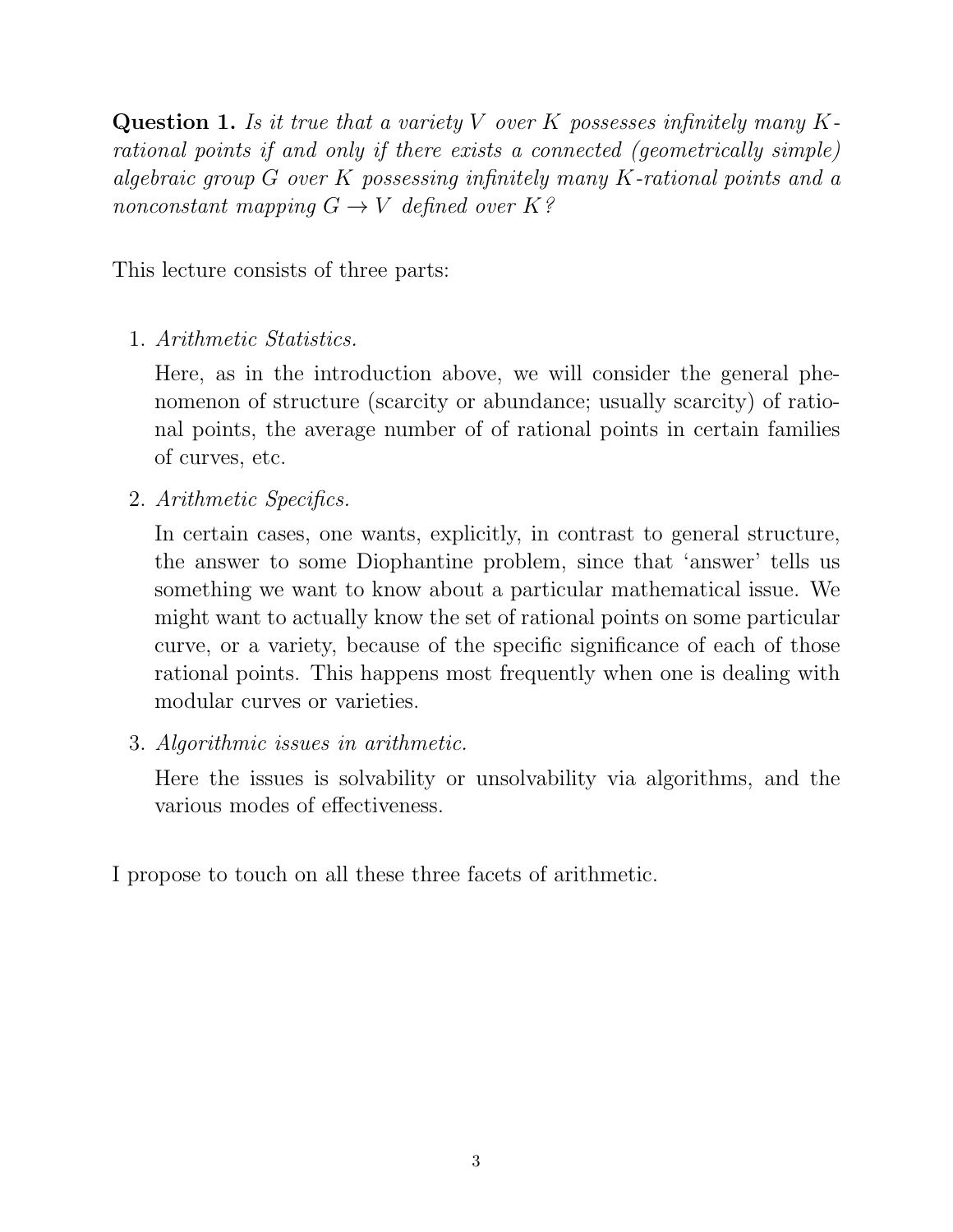**Question 1.** *Is it true that a variety $V$ over $K$ possesses infinitely many $K$-rational points if and only if there exists a connected (geometrically simple) algebraic group $G$ over $K$ possessing infinitely many $K$-rational points and a nonconstant mapping $G \to V$ defined over $K$?*

This lecture consists of three parts:

1. *Arithmetic Statistics.*

   Here, as in the introduction above, we will consider the general phenomenon of structure (scarcity or abundance; usually scarcity) of rational points, the average number of of rational points in certain families of curves, etc.

2. *Arithmetic Specifics.*

   In certain cases, one wants, explicitly, in contrast to general structure, the answer to some Diophantine problem, since that 'answer' tells us something we want to know about a particular mathematical issue. We might want to actually know the set of rational points on some particular curve, or a variety, because of the specific significance of each of those rational points. This happens most frequently when one is dealing with modular curves or varieties.

3. *Algorithmic issues in arithmetic.*

   Here the issues is solvability or unsolvability via algorithms, and the various modes of effectiveness.

I propose to touch on all these three facets of arithmetic.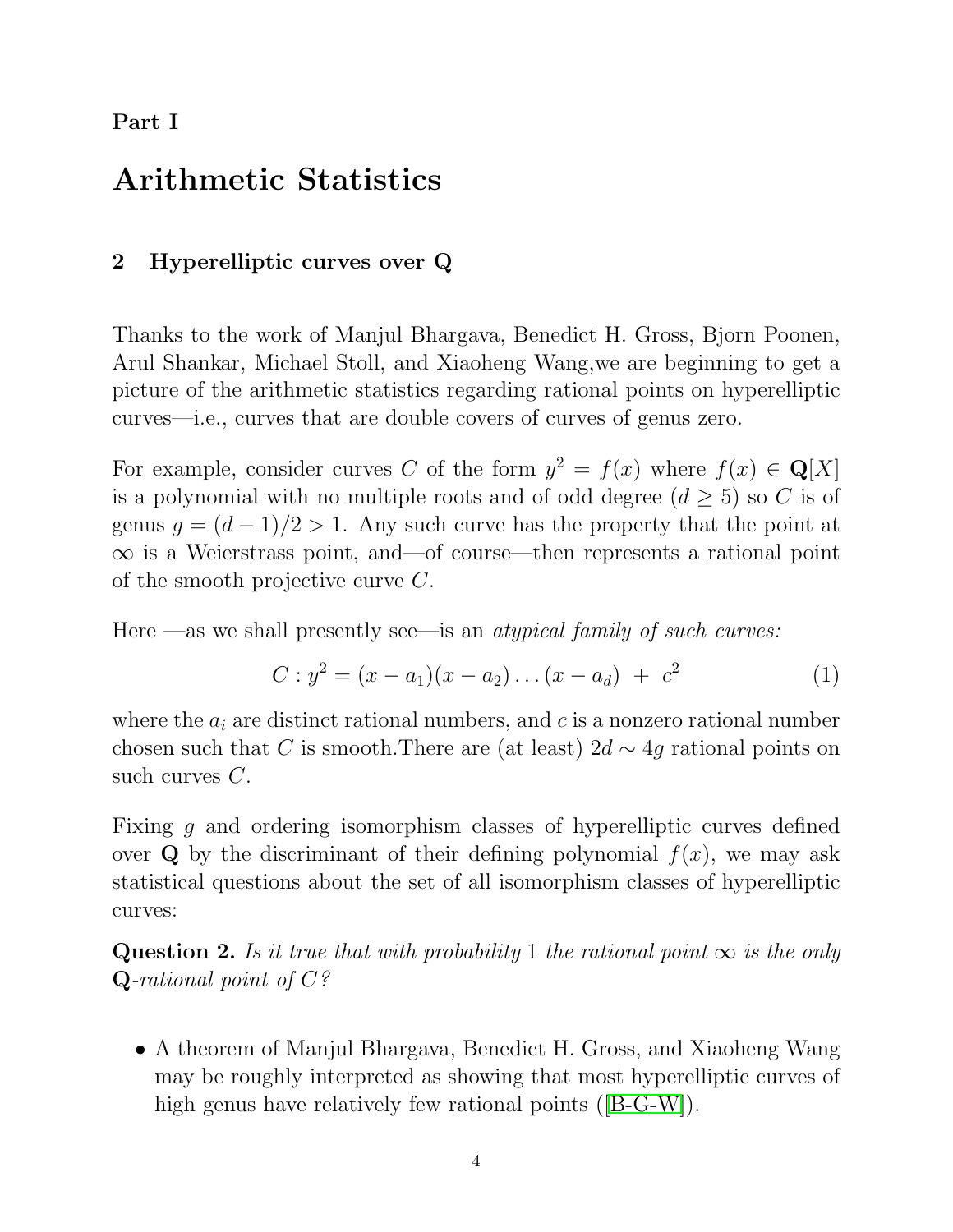**Part I**

# Arithmetic Statistics

## 2 Hyperelliptic curves over Q

Thanks to the work of Manjul Bhargava, Benedict H. Gross, Bjorn Poonen, Arul Shankar, Michael Stoll, and Xiaoheng Wang,we are beginning to get a picture of the arithmetic statistics regarding rational points on hyperelliptic curves—i.e., curves that are double covers of curves of genus zero.

For example, consider curves $C$ of the form $y^2 = f(x)$ where $f(x) \in \mathbf{Q}[X]$ is a polynomial with no multiple roots and of odd degree ($d \geq 5$) so $C$ is of genus $g = (d-1)/2 > 1$. Any such curve has the property that the point at $\infty$ is a Weierstrass point, and—of course—then represents a rational point of the smooth projective curve $C$.

Here —as we shall presently see—is an *atypical family of such curves:*

$$C : y^2 = (x - a_1)(x - a_2) \dots (x - a_d) \; + \; c^2 \tag{1}$$

where the $a_i$ are distinct rational numbers, and $c$ is a nonzero rational number chosen such that $C$ is smooth.There are (at least) $2d \sim 4g$ rational points on such curves $C$.

Fixing $g$ and ordering isomorphism classes of hyperelliptic curves defined over $\mathbf{Q}$ by the discriminant of their defining polynomial $f(x)$, we may ask statistical questions about the set of all isomorphism classes of hyperelliptic curves:

**Question 2.** *Is it true that with probability* 1 *the rational point* $\infty$ *is the only* $\mathbf{Q}$*-rational point of* $C$*?*

- A theorem of Manjul Bhargava, Benedict H. Gross, and Xiaoheng Wang may be roughly interpreted as showing that most hyperelliptic curves of high genus have relatively few rational points ([B-G-W]).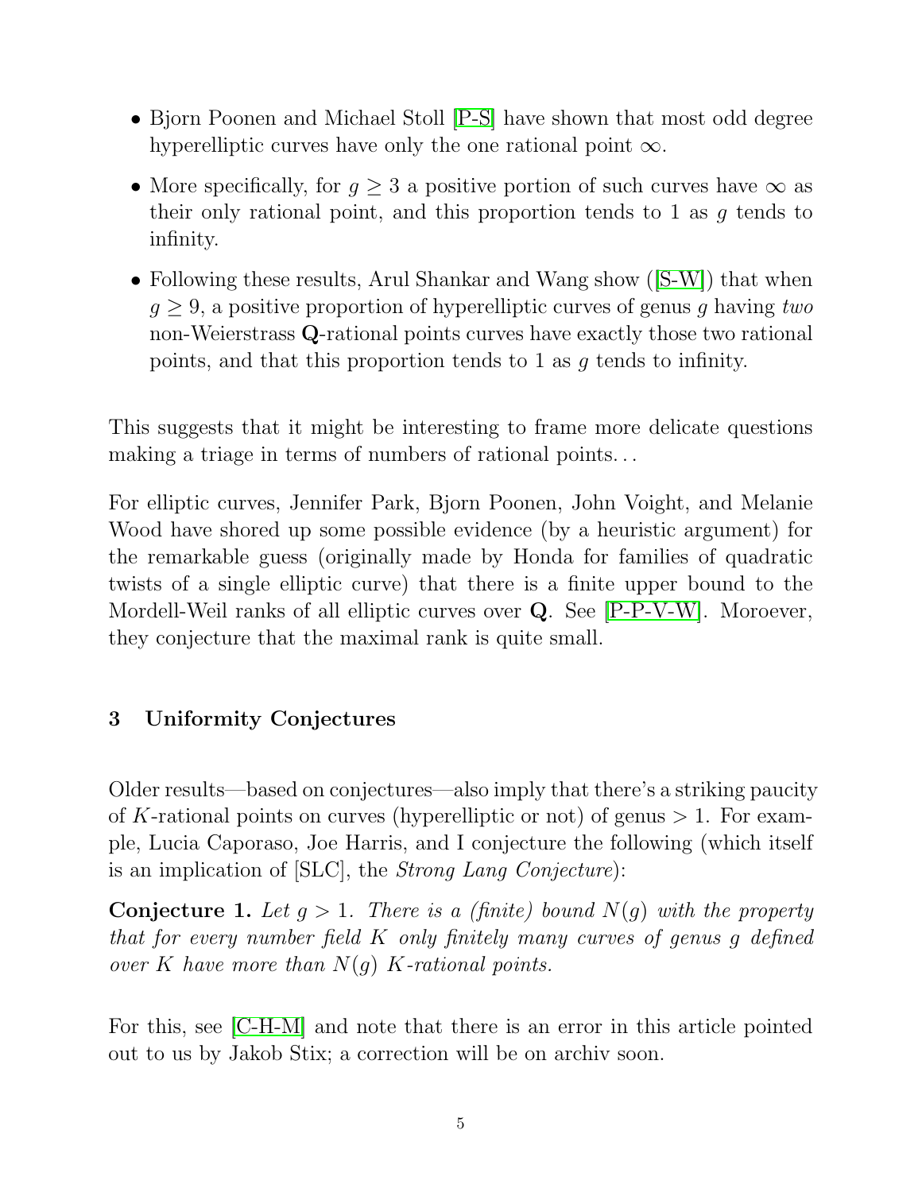- Bjorn Poonen and Michael Stoll [P-S] have shown that most odd degree hyperelliptic curves have only the one rational point $\infty$.
- More specifically, for $g \geq 3$ a positive portion of such curves have $\infty$ as their only rational point, and this proportion tends to 1 as $g$ tends to infinity.
- Following these results, Arul Shankar and Wang show ([S-W]) that when $g \geq 9$, a positive proportion of hyperelliptic curves of genus $g$ having *two* non-Weierstrass $\mathbf{Q}$-rational points curves have exactly those two rational points, and that this proportion tends to 1 as $g$ tends to infinity.

This suggests that it might be interesting to frame more delicate questions making a triage in terms of numbers of rational points. . .

For elliptic curves, Jennifer Park, Bjorn Poonen, John Voight, and Melanie Wood have shored up some possible evidence (by a heuristic argument) for the remarkable guess (originally made by Honda for families of quadratic twists of a single elliptic curve) that there is a finite upper bound to the Mordell-Weil ranks of all elliptic curves over $\mathbf{Q}$. See [P-P-V-W]. Moroever, they conjecture that the maximal rank is quite small.

## 3 Uniformity Conjectures

Older results—based on conjectures—also imply that there's a striking paucity of $K$-rational points on curves (hyperelliptic or not) of genus $> 1$. For example, Lucia Caporaso, Joe Harris, and I conjecture the following (which itself is an implication of [SLC], the *Strong Lang Conjecture*):

**Conjecture 1.** *Let $g > 1$. There is a (finite) bound $N(g)$ with the property that for every number field $K$ only finitely many curves of genus $g$ defined over $K$ have more than $N(g)$ $K$-rational points.*

For this, see [C-H-M] and note that there is an error in this article pointed out to us by Jakob Stix; a correction will be on archiv soon.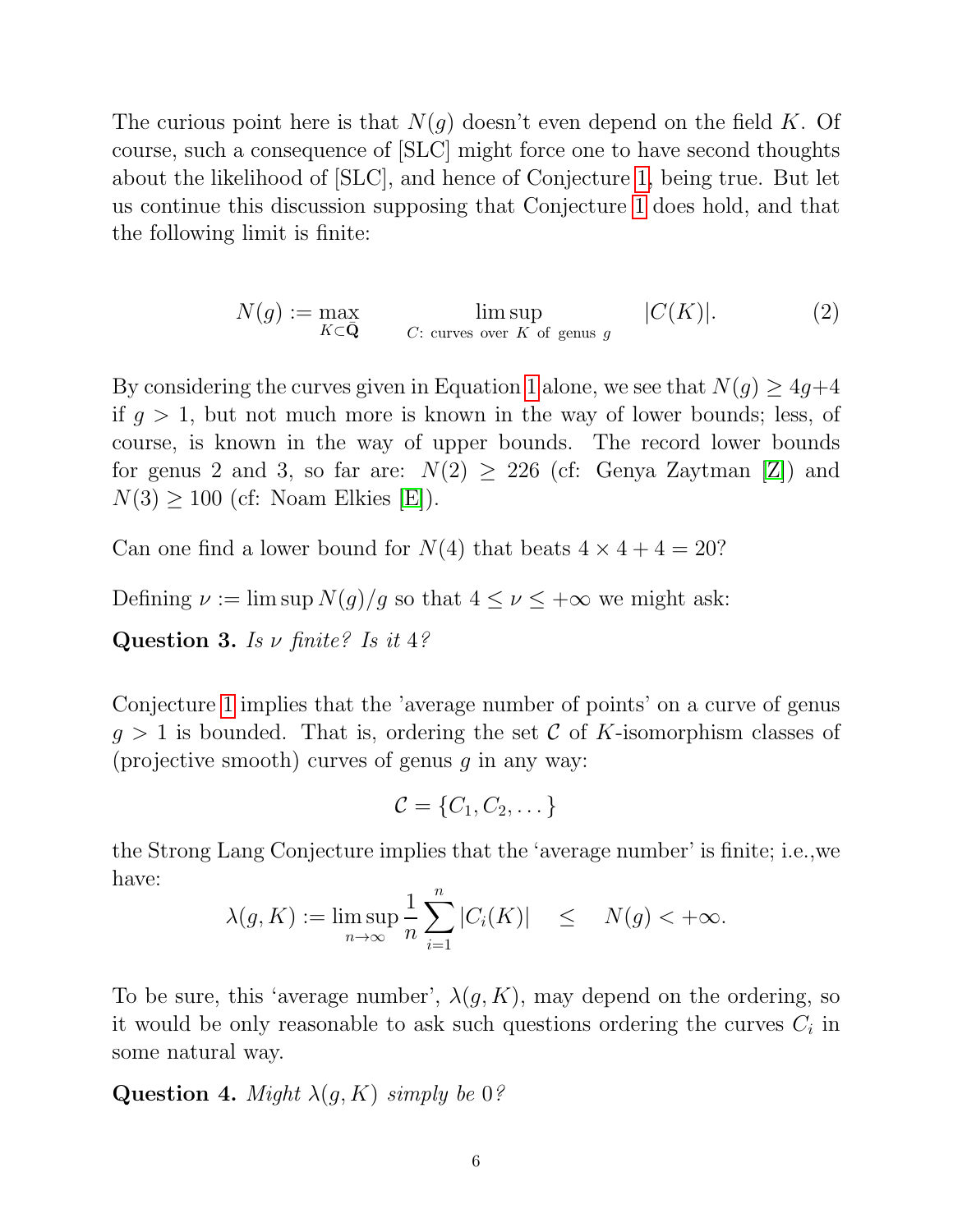The curious point here is that $N(g)$ doesn't even depend on the field $K$. Of course, such a consequence of [SLC] might force one to have second thoughts about the likelihood of [SLC], and hence of Conjecture 1, being true. But let us continue this discussion supposing that Conjecture 1 does hold, and that the following limit is finite:

$$N(g) := \max_{K \subset \bar{\mathbf{Q}}} \quad \limsup_{C:\ \text{curves over } K \text{ of genus } g} \quad |C(K)|. \tag{2}$$

By considering the curves given in Equation 1 alone, we see that $N(g) \geq 4g+4$ if $g > 1$, but not much more is known in the way of lower bounds; less, of course, is known in the way of upper bounds. The record lower bounds for genus 2 and 3, so far are: $N(2) \geq 226$ (cf: Genya Zaytman [Z]) and $N(3) \geq 100$ (cf: Noam Elkies [E]).

Can one find a lower bound for $N(4)$ that beats $4 \times 4 + 4 = 20$?

Defining $\nu := \limsup N(g)/g$ so that $4 \leq \nu \leq +\infty$ we might ask:

**Question 3.** *Is $\nu$ finite? Is it 4?*

Conjecture 1 implies that the 'average number of points' on a curve of genus $g > 1$ is bounded. That is, ordering the set $\mathcal{C}$ of $K$-isomorphism classes of (projective smooth) curves of genus $g$ in any way:

$$\mathcal{C} = \{C_1, C_2, \dots\}$$

the Strong Lang Conjecture implies that the 'average number' is finite; i.e.,we have:

$$\lambda(g, K) := \limsup_{n \to \infty} \frac{1}{n} \sum_{i=1}^{n} |C_i(K)| \quad \leq \quad N(g) < +\infty.$$

To be sure, this 'average number', $\lambda(g, K)$, may depend on the ordering, so it would be only reasonable to ask such questions ordering the curves $C_i$ in some natural way.

**Question 4.** *Might $\lambda(g, K)$ simply be 0?*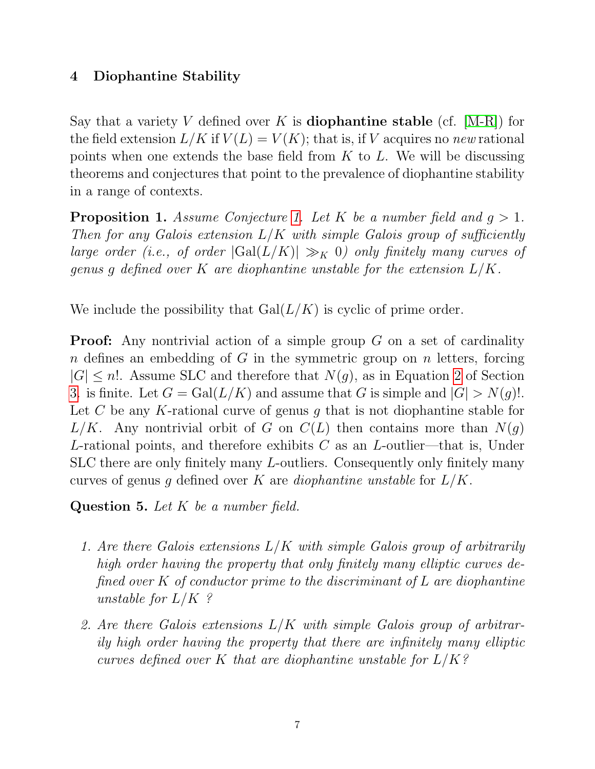## 4 Diophantine Stability

Say that a variety $V$ defined over $K$ is **diophantine stable** (cf. [M-R]) for the field extension $L/K$ if $V(L) = V(K)$; that is, if $V$ acquires no *new* rational points when one extends the base field from $K$ to $L$. We will be discussing theorems and conjectures that point to the prevalence of diophantine stability in a range of contexts.

**Proposition 1.** *Assume Conjecture 1. Let $K$ be a number field and $g > 1$. Then for any Galois extension $L/K$ with simple Galois group of sufficiently large order (i.e., of order $|\mathrm{Gal}(L/K)| \gg_K 0$) only finitely many curves of genus $g$ defined over $K$ are diophantine unstable for the extension $L/K$.*

We include the possibility that $\mathrm{Gal}(L/K)$ is cyclic of prime order.

**Proof:** Any nontrivial action of a simple group $G$ on a set of cardinality $n$ defines an embedding of $G$ in the symmetric group on $n$ letters, forcing $|G| \leq n!$. Assume SLC and therefore that $N(g)$, as in Equation 2 of Section 3. is finite. Let $G = \mathrm{Gal}(L/K)$ and assume that $G$ is simple and $|G| > N(g)!$. Let $C$ be any $K$-rational curve of genus $g$ that is not diophantine stable for $L/K$. Any nontrivial orbit of $G$ on $C(L)$ then contains more than $N(g)$ $L$-rational points, and therefore exhibits $C$ as an $L$-outlier—that is, Under SLC there are only finitely many $L$-outliers. Consequently only finitely many curves of genus $g$ defined over $K$ are *diophantine unstable* for $L/K$.

**Question 5.** *Let $K$ be a number field.*

1. *Are there Galois extensions $L/K$ with simple Galois group of arbitrarily high order having the property that only finitely many elliptic curves defined over $K$ of conductor prime to the discriminant of $L$ are diophantine unstable for $L/K$ ?*

2. *Are there Galois extensions $L/K$ with simple Galois group of arbitrarily high order having the property that there are infinitely many elliptic curves defined over $K$ that are diophantine unstable for $L/K$?*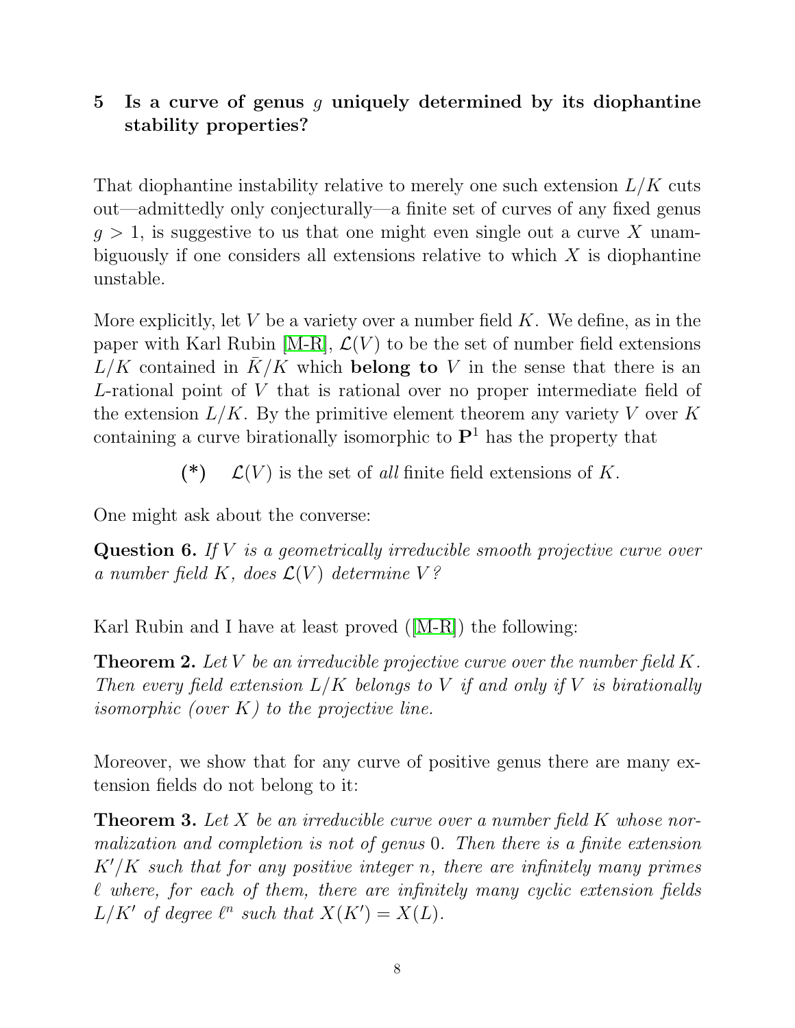## 5 Is a curve of genus $g$ uniquely determined by its diophantine stability properties?

That diophantine instability relative to merely one such extension $L/K$ cuts out—admittedly only conjecturally—a finite set of curves of any fixed genus $g > 1$, is suggestive to us that one might even single out a curve $X$ unambiguously if one considers all extensions relative to which $X$ is diophantine unstable.

More explicitly, let $V$ be a variety over a number field $K$. We define, as in the paper with Karl Rubin [M-R], $\mathcal{L}(V)$ to be the set of number field extensions $L/K$ contained in $\bar{K}/K$ which **belong to** $V$ in the sense that there is an $L$-rational point of $V$ that is rational over no proper intermediate field of the extension $L/K$. By the primitive element theorem any variety $V$ over $K$ containing a curve birationally isomorphic to $\mathbf{P}^1$ has the property that

**(*)** $\quad \mathcal{L}(V)$ is the set of *all* finite field extensions of $K$.

One might ask about the converse:

**Question 6.** *If $V$ is a geometrically irreducible smooth projective curve over a number field $K$, does $\mathcal{L}(V)$ determine $V$?*

Karl Rubin and I have at least proved ([M-R]) the following:

**Theorem 2.** *Let $V$ be an irreducible projective curve over the number field $K$. Then every field extension $L/K$ belongs to $V$ if and only if $V$ is birationally isomorphic (over $K$) to the projective line.*

Moreover, we show that for any curve of positive genus there are many extension fields do not belong to it:

**Theorem 3.** *Let $X$ be an irreducible curve over a number field $K$ whose normalization and completion is not of genus $0$. Then there is a finite extension $K'/K$ such that for any positive integer $n$, there are infinitely many primes $\ell$ where, for each of them, there are infinitely many cyclic extension fields $L/K'$ of degree $\ell^n$ such that $X(K') = X(L)$.*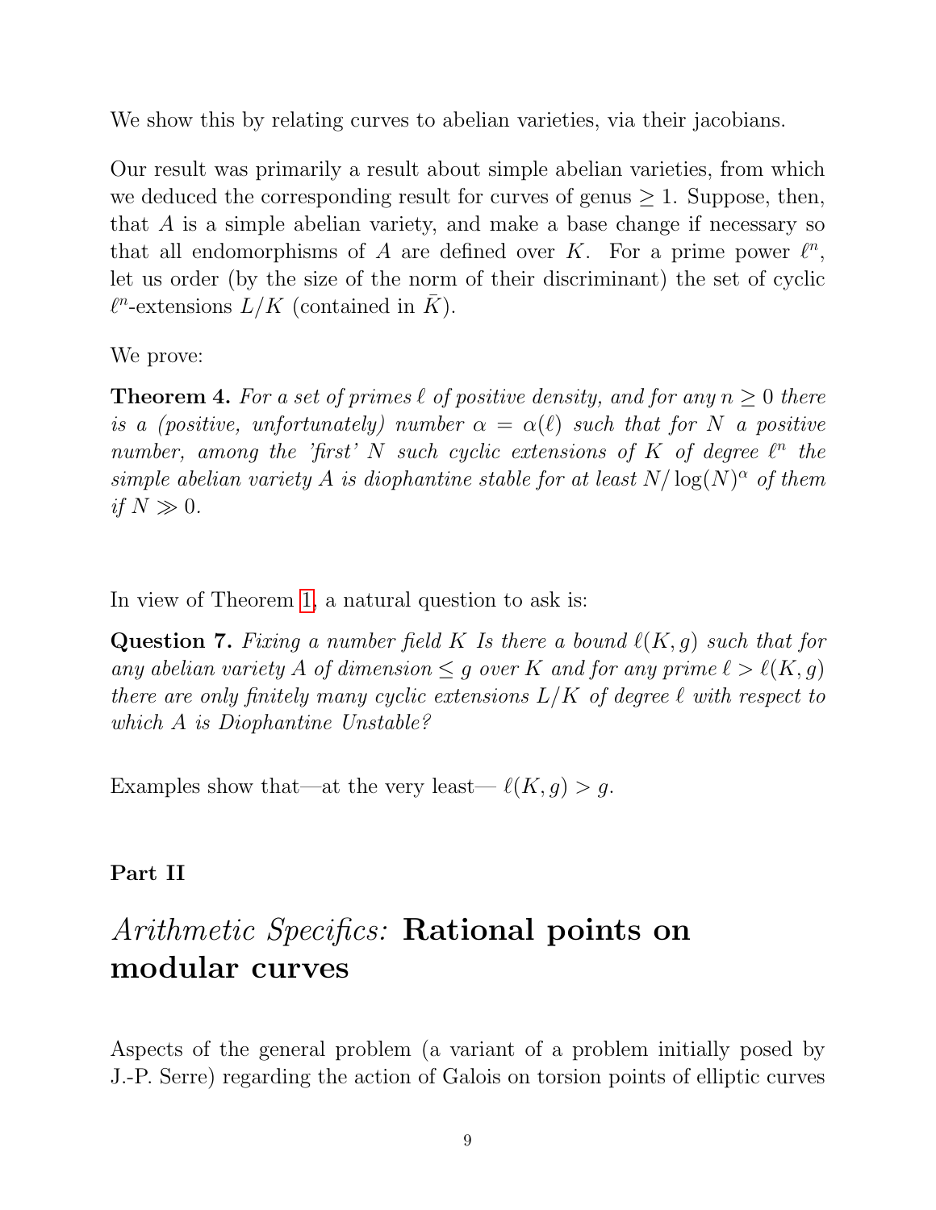We show this by relating curves to abelian varieties, via their jacobians.

Our result was primarily a result about simple abelian varieties, from which we deduced the corresponding result for curves of genus $\geq 1$. Suppose, then, that $A$ is a simple abelian variety, and make a base change if necessary so that all endomorphisms of $A$ are defined over $K$. For a prime power $\ell^n$, let us order (by the size of the norm of their discriminant) the set of cyclic $\ell^n$-extensions $L/K$ (contained in $\bar{K}$).

We prove:

**Theorem 4.** *For a set of primes $\ell$ of positive density, and for any $n \geq 0$ there is a (positive, unfortunately) number $\alpha = \alpha(\ell)$ such that for $N$ a positive number, among the 'first' $N$ such cyclic extensions of $K$ of degree $\ell^n$ the simple abelian variety $A$ is diophantine stable for at least $N/\log(N)^\alpha$ of them if $N \gg 0$.*

In view of Theorem 1, a natural question to ask is:

**Question 7.** *Fixing a number field $K$ Is there a bound $\ell(K, g)$ such that for any abelian variety $A$ of dimension $\leq g$ over $K$ and for any prime $\ell > \ell(K, g)$ there are only finitely many cyclic extensions $L/K$ of degree $\ell$ with respect to which $A$ is Diophantine Unstable?*

Examples show that—at the very least— $\ell(K, g) > g$.

**Part II**

# *Arithmetic Specifics:* Rational points on modular curves

Aspects of the general problem (a variant of a problem initially posed by J.-P. Serre) regarding the action of Galois on torsion points of elliptic curves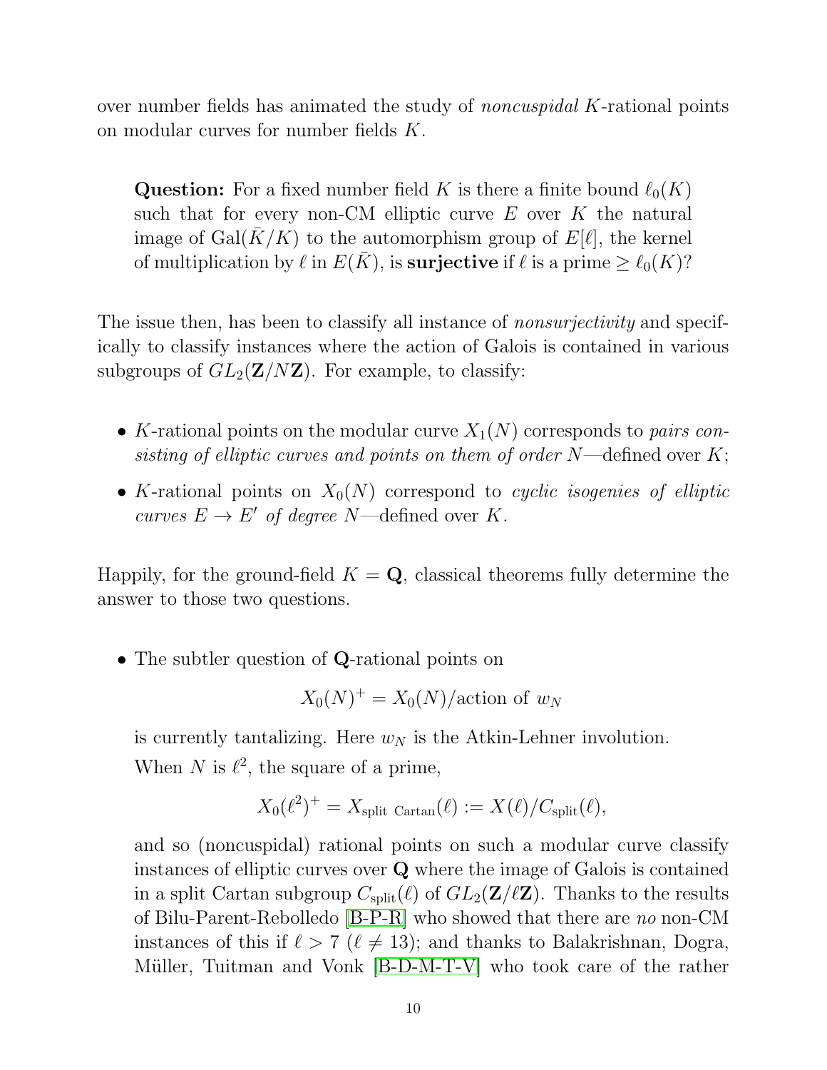over number fields has animated the study of *noncuspidal* $K$-rational points on modular curves for number fields $K$.

> **Question:** For a fixed number field $K$ is there a finite bound $\ell_0(K)$ such that for every non-CM elliptic curve $E$ over $K$ the natural image of $\mathrm{Gal}(\bar{K}/K)$ to the automorphism group of $E[\ell]$, the kernel of multiplication by $\ell$ in $E(\bar{K})$, is **surjective** if $\ell$ is a prime $\geq \ell_0(K)$?

The issue then, has been to classify all instance of *nonsurjectivity* and specifically to classify instances where the action of Galois is contained in various subgroups of $GL_2(\mathbf{Z}/N\mathbf{Z})$. For example, to classify:

- $K$-rational points on the modular curve $X_1(N)$ corresponds to *pairs consisting of elliptic curves and points on them of order* $N$—defined over $K$;
- $K$-rational points on $X_0(N)$ correspond to *cyclic isogenies of elliptic curves* $E \to E'$ *of degree* $N$—defined over $K$.

Happily, for the ground-field $K = \mathbf{Q}$, classical theorems fully determine the answer to those two questions.

- The subtler question of $\mathbf{Q}$-rational points on

  $$X_0(N)^+ = X_0(N)/\text{action of } w_N$$

  is currently tantalizing. Here $w_N$ is the Atkin-Lehner involution.

  When $N$ is $\ell^2$, the square of a prime,

  $$X_0(\ell^2)^+ = X_{\text{split Cartan}}(\ell) := X(\ell)/C_{\text{split}}(\ell),$$

  and so (noncuspidal) rational points on such a modular curve classify instances of elliptic curves over $\mathbf{Q}$ where the image of Galois is contained in a split Cartan subgroup $C_{\text{split}}(\ell)$ of $GL_2(\mathbf{Z}/\ell\mathbf{Z})$. Thanks to the results of Bilu-Parent-Rebolledo [B-P-R] who showed that there are *no* non-CM instances of this if $\ell > 7$ ($\ell \neq 13$); and thanks to Balakrishnan, Dogra, Müller, Tuitman and Vonk [B-D-M-T-V] who took care of the rather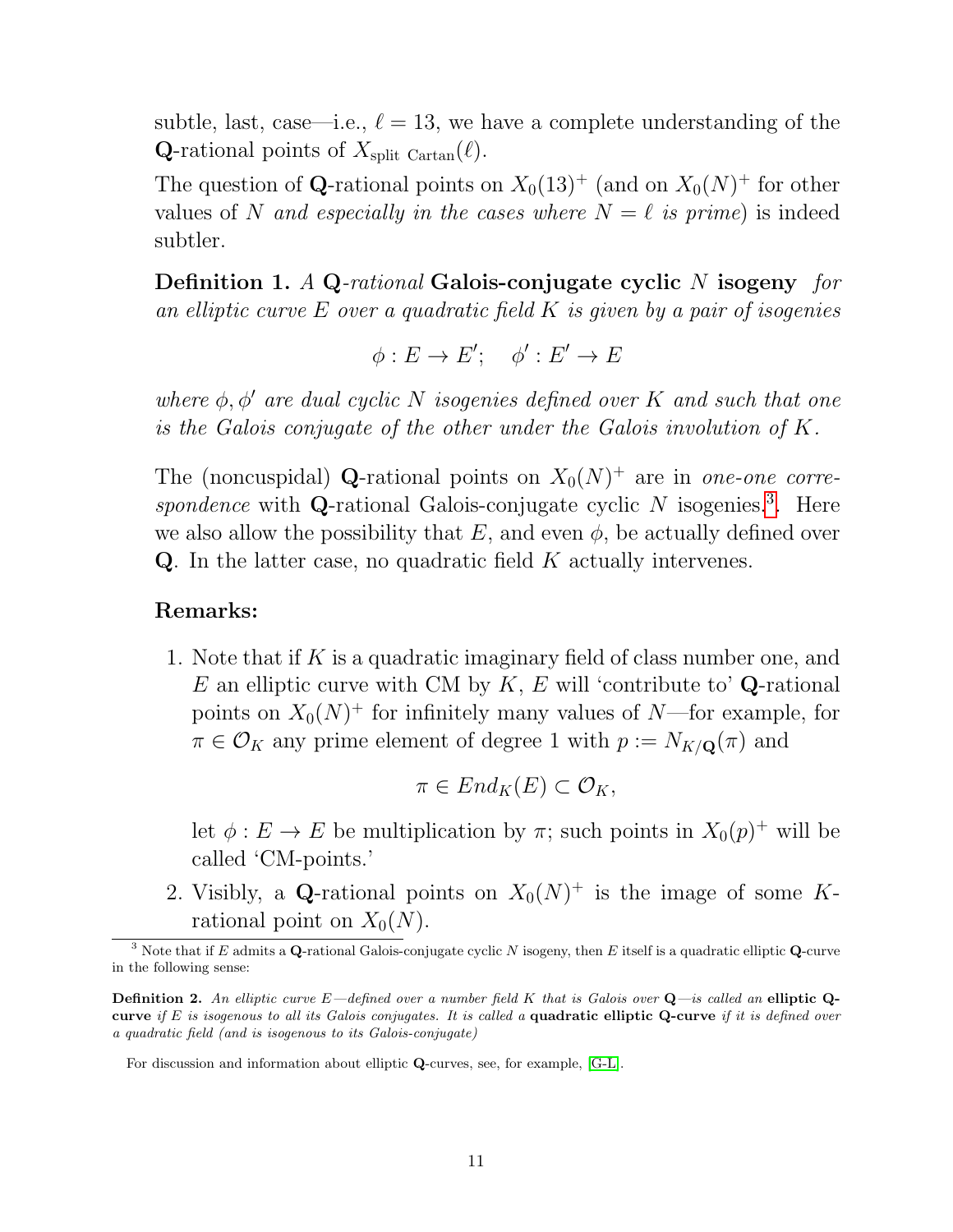subtle, last, case—i.e., $\ell = 13$, we have a complete understanding of the $\mathbf{Q}$-rational points of $X_{\text{split Cartan}}(\ell)$.

The question of $\mathbf{Q}$-rational points on $X_0(13)^+$ (and on $X_0(N)^+$ for other values of $N$ *and especially in the cases where $N = \ell$ is prime*) is indeed subtler.

**Definition 1.** *A* $\mathbf{Q}$*-rational* **Galois-conjugate cyclic $N$ isogeny** *for an elliptic curve $E$ over a quadratic field $K$ is given by a pair of isogenies*

$$\phi : E \to E'; \quad \phi' : E' \to E$$

*where $\phi, \phi'$ are dual cyclic $N$ isogenies defined over $K$ and such that one is the Galois conjugate of the other under the Galois involution of $K$.*

The (noncuspidal) $\mathbf{Q}$-rational points on $X_0(N)^+$ are in *one-one correspondence* with $\mathbf{Q}$-rational Galois-conjugate cyclic $N$ isogenies.[3]. Here we also allow the possibility that $E$, and even $\phi$, be actually defined over $\mathbf{Q}$. In the latter case, no quadratic field $K$ actually intervenes.

**Remarks:**

1. Note that if $K$ is a quadratic imaginary field of class number one, and $E$ an elliptic curve with CM by $K$, $E$ will 'contribute to' $\mathbf{Q}$-rational points on $X_0(N)^+$ for infinitely many values of $N$—for example, for $\pi \in \mathcal{O}_K$ any prime element of degree 1 with $p := N_{K/\mathbf{Q}}(\pi)$ and

$$\pi \in End_K(E) \subset \mathcal{O}_K,$$

   let $\phi : E \to E$ be multiplication by $\pi$; such points in $X_0(p)^+$ will be called 'CM-points.'

2. Visibly, a $\mathbf{Q}$-rational points on $X_0(N)^+$ is the image of some $K$-rational point on $X_0(N)$.

[3] Note that if $E$ admits a $\mathbf{Q}$-rational Galois-conjugate cyclic $N$ isogeny, then $E$ itself is a quadratic elliptic $\mathbf{Q}$-curve in the following sense:

**Definition 2.** *An elliptic curve $E$—defined over a number field $K$ that is Galois over $\mathbf{Q}$—is called an* **elliptic Q-curve** *if $E$ is isogenous to all its Galois conjugates. It is called a* **quadratic elliptic Q-curve** *if it is defined over a quadratic field (and is isogenous to its Galois-conjugate)*

For discussion and information about elliptic $\mathbf{Q}$-curves, see, for example, [G-L].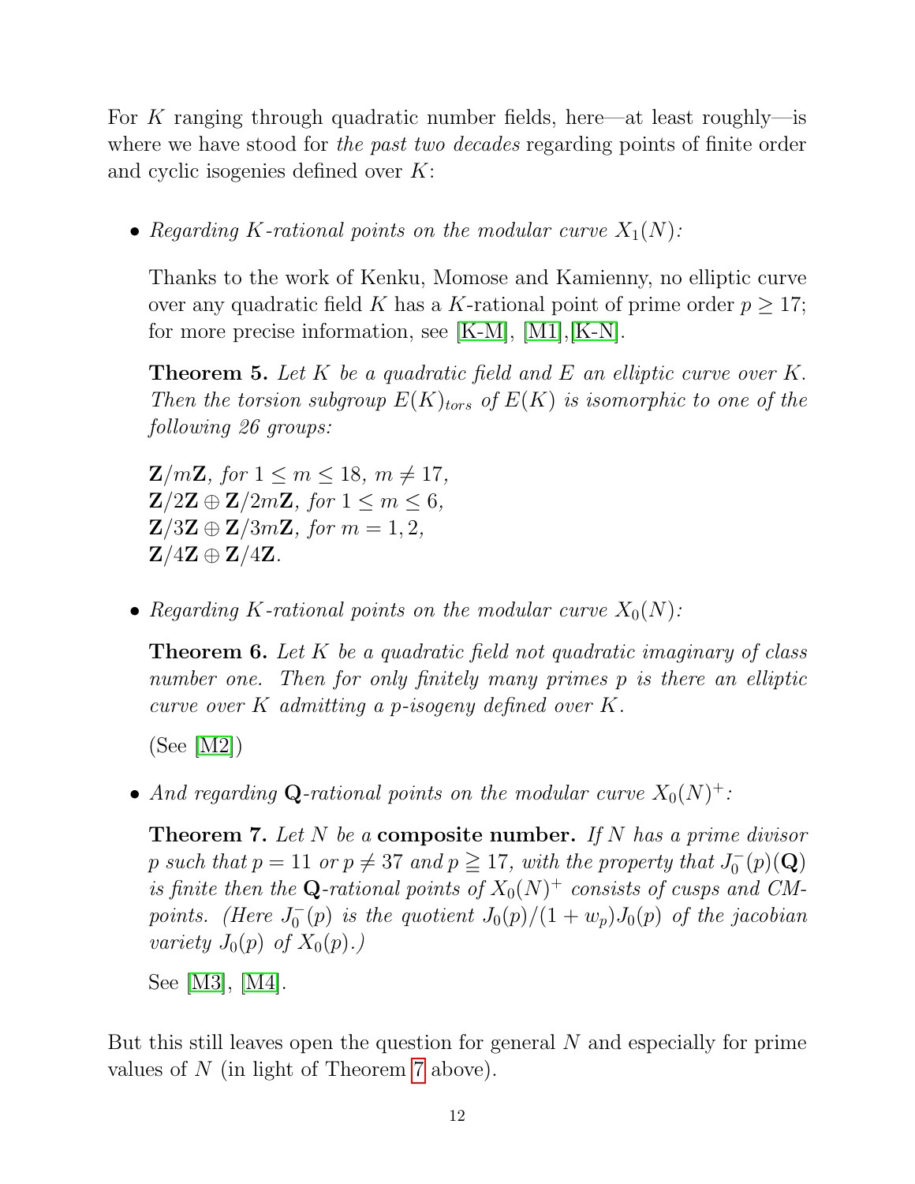For $K$ ranging through quadratic number fields, here—at least roughly—is where we have stood for *the past two decades* regarding points of finite order and cyclic isogenies defined over $K$:

- *Regarding $K$-rational points on the modular curve $X_1(N)$:*

  Thanks to the work of Kenku, Momose and Kamienny, no elliptic curve over any quadratic field $K$ has a $K$-rational point of prime order $p \geq 17$; for more precise information, see [K-M], [M1],[K-N].

  **Theorem 5.** *Let $K$ be a quadratic field and $E$ an elliptic curve over $K$. Then the torsion subgroup $E(K)_{tors}$ of $E(K)$ is isomorphic to one of the following 26 groups:*

  $\mathbf{Z}/m\mathbf{Z}$*, for* $1 \leq m \leq 18$, $m \neq 17$,
  $\mathbf{Z}/2\mathbf{Z} \oplus \mathbf{Z}/2m\mathbf{Z}$*, for* $1 \leq m \leq 6$,
  $\mathbf{Z}/3\mathbf{Z} \oplus \mathbf{Z}/3m\mathbf{Z}$*, for* $m = 1, 2$,
  $\mathbf{Z}/4\mathbf{Z} \oplus \mathbf{Z}/4\mathbf{Z}$.

- *Regarding $K$-rational points on the modular curve $X_0(N)$:*

  **Theorem 6.** *Let $K$ be a quadratic field not quadratic imaginary of class number one. Then for only finitely many primes $p$ is there an elliptic curve over $K$ admitting a $p$-isogeny defined over $K$.*

  (See [M2])

- *And regarding $\mathbf{Q}$-rational points on the modular curve $X_0(N)^+$:*

  **Theorem 7.** *Let $N$ be a* **composite number.** *If $N$ has a prime divisor $p$ such that $p = 11$ or $p \neq 37$ and $p \geqq 17$, with the property that $J_0^-(p)(\mathbf{Q})$ is finite then the $\mathbf{Q}$-rational points of $X_0(N)^+$ consists of cusps and CM-points. (Here $J_0^-(p)$ is the quotient $J_0(p)/(1 + w_p)J_0(p)$ of the jacobian variety $J_0(p)$ of $X_0(p)$.)*

  See [M3], [M4].

But this still leaves open the question for general $N$ and especially for prime values of $N$ (in light of Theorem 7 above).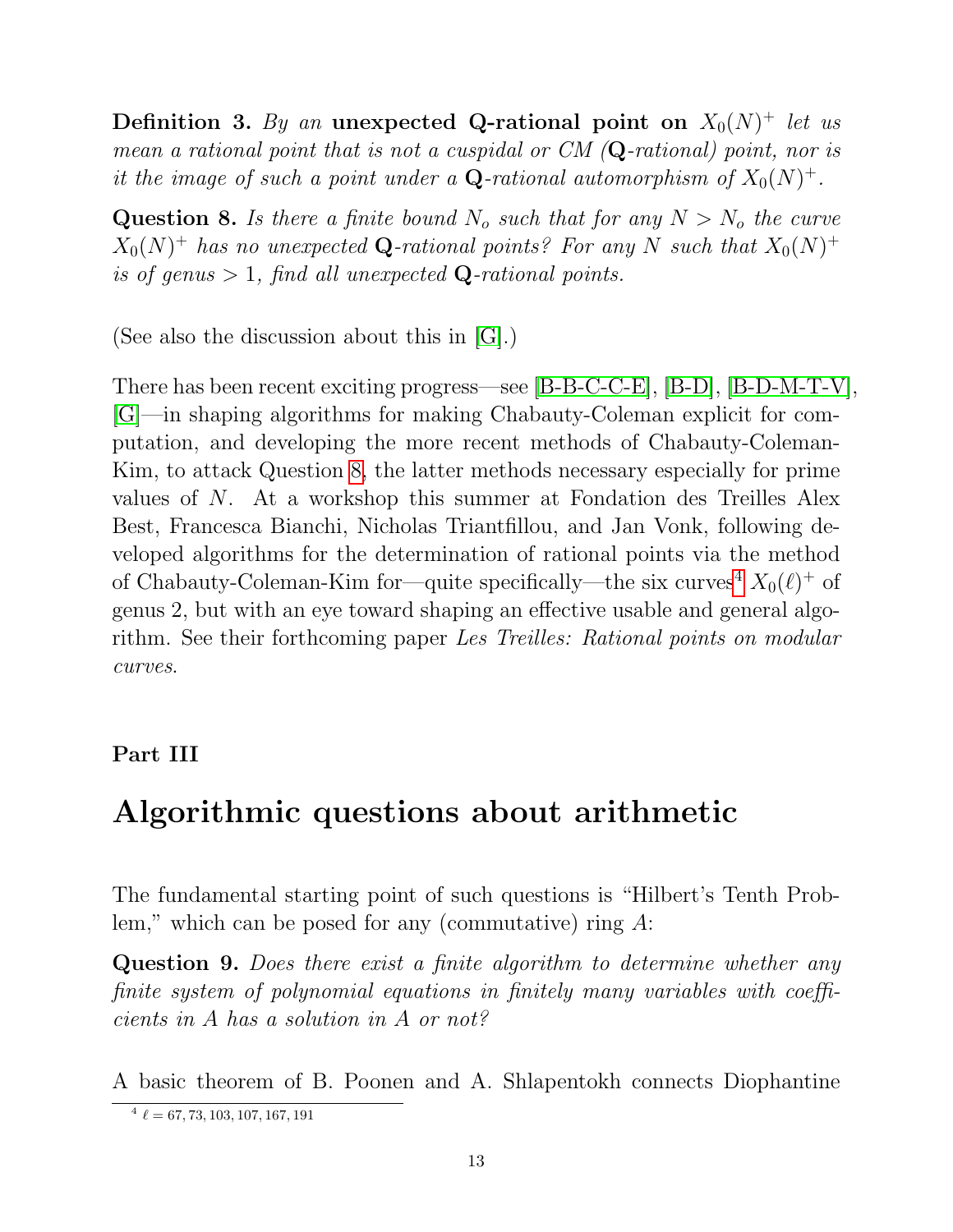**Definition 3.** *By an* **unexpected Q-rational point on** $X_0(N)^+$ *let us mean a rational point that is not a cuspidal or CM (*$\mathbf{Q}$*-rational) point, nor is it the image of such a point under a* $\mathbf{Q}$*-rational automorphism of* $X_0(N)^+$*.*

**Question 8.** *Is there a finite bound* $N_o$ *such that for any* $N > N_o$ *the curve* $X_0(N)^+$ *has no unexpected* $\mathbf{Q}$*-rational points? For any* $N$ *such that* $X_0(N)^+$ *is of genus* $> 1$*, find all unexpected* $\mathbf{Q}$*-rational points.*

(See also the discussion about this in [G].)

There has been recent exciting progress—see [B-B-C-C-E], [B-D], [B-D-M-T-V], [G]—in shaping algorithms for making Chabauty-Coleman explicit for computation, and developing the more recent methods of Chabauty-Coleman-Kim, to attack Question 8, the latter methods necessary especially for prime values of $N$. At a workshop this summer at Fondation des Treilles Alex Best, Francesca Bianchi, Nicholas Triantfillou, and Jan Vonk, following developed algorithms for the determination of rational points via the method of Chabauty-Coleman-Kim for—quite specifically—the six curves[4] $X_0(\ell)^+$ of genus 2, but with an eye toward shaping an effective usable and general algorithm. See their forthcoming paper *Les Treilles: Rational points on modular curves.*

**Part III**

# Algorithmic questions about arithmetic

The fundamental starting point of such questions is "Hilbert's Tenth Problem," which can be posed for any (commutative) ring $A$:

**Question 9.** *Does there exist a finite algorithm to determine whether any finite system of polynomial equations in finitely many variables with coefficients in* $A$ *has a solution in* $A$ *or not?*

A basic theorem of B. Poonen and A. Shlapentokh connects Diophantine

[4] $\ell = 67, 73, 103, 107, 167, 191$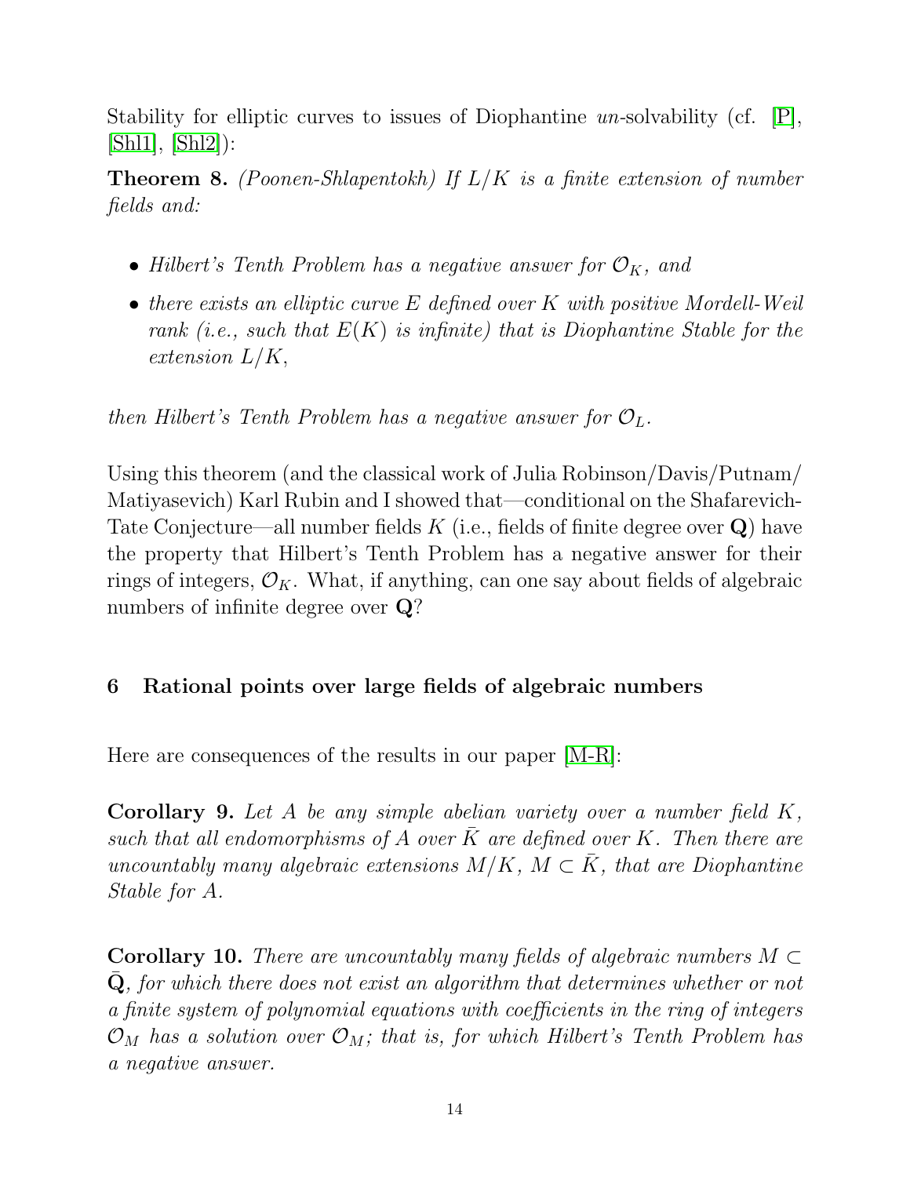Stability for elliptic curves to issues of Diophantine *un*-solvability (cf. [P], [Shl1], [Shl2]):

**Theorem 8.** *(Poonen-Shlapentokh) If $L/K$ is a finite extension of number fields and:*

- *Hilbert's Tenth Problem has a negative answer for $\mathcal{O}_K$, and*
- *there exists an elliptic curve $E$ defined over $K$ with positive Mordell-Weil rank (i.e., such that $E(K)$ is infinite) that is Diophantine Stable for the extension $L/K$,*

*then Hilbert's Tenth Problem has a negative answer for $\mathcal{O}_L$.*

Using this theorem (and the classical work of Julia Robinson/Davis/Putnam/Matiyasevich) Karl Rubin and I showed that—conditional on the Shafarevich-Tate Conjecture—all number fields $K$ (i.e., fields of finite degree over $\mathbf{Q}$) have the property that Hilbert's Tenth Problem has a negative answer for their rings of integers, $\mathcal{O}_K$. What, if anything, can one say about fields of algebraic numbers of infinite degree over $\mathbf{Q}$?

## 6 Rational points over large fields of algebraic numbers

Here are consequences of the results in our paper [M-R]:

**Corollary 9.** *Let $A$ be any simple abelian variety over a number field $K$, such that all endomorphisms of $A$ over $\bar{K}$ are defined over $K$. Then there are uncountably many algebraic extensions $M/K$, $M \subset \bar{K}$, that are Diophantine Stable for $A$.*

**Corollary 10.** *There are uncountably many fields of algebraic numbers $M \subset \bar{\mathbf{Q}}$, for which there does not exist an algorithm that determines whether or not a finite system of polynomial equations with coefficients in the ring of integers $\mathcal{O}_M$ has a solution over $\mathcal{O}_M$; that is, for which Hilbert's Tenth Problem has a negative answer.*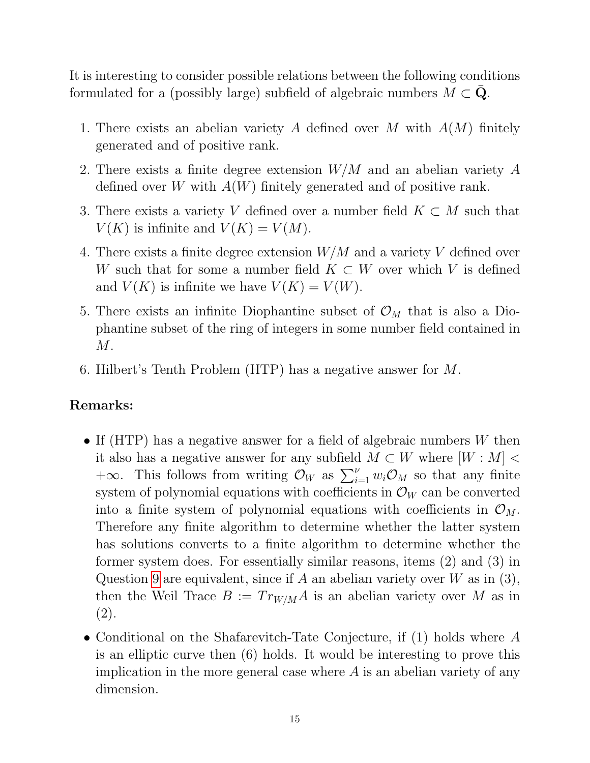It is interesting to consider possible relations between the following conditions formulated for a (possibly large) subfield of algebraic numbers $M \subset \bar{\mathbf{Q}}$.

1. There exists an abelian variety $A$ defined over $M$ with $A(M)$ finitely generated and of positive rank.
2. There exists a finite degree extension $W/M$ and an abelian variety $A$ defined over $W$ with $A(W)$ finitely generated and of positive rank.
3. There exists a variety $V$ defined over a number field $K \subset M$ such that $V(K)$ is infinite and $V(K) = V(M)$.
4. There exists a finite degree extension $W/M$ and a variety $V$ defined over $W$ such that for some a number field $K \subset W$ over which $V$ is defined and $V(K)$ is infinite we have $V(K) = V(W)$.
5. There exists an infinite Diophantine subset of $\mathcal{O}_M$ that is also a Diophantine subset of the ring of integers in some number field contained in $M$.
6. Hilbert's Tenth Problem (HTP) has a negative answer for $M$.

**Remarks:**

- If (HTP) has a negative answer for a field of algebraic numbers $W$ then it also has a negative answer for any subfield $M \subset W$ where $[W : M] < +\infty$. This follows from writing $\mathcal{O}_W$ as $\sum_{i=1}^{\nu} w_i \mathcal{O}_M$ so that any finite system of polynomial equations with coefficients in $\mathcal{O}_W$ can be converted into a finite system of polynomial equations with coefficients in $\mathcal{O}_M$. Therefore any finite algorithm to determine whether the latter system has solutions converts to a finite algorithm to determine whether the former system does. For essentially similar reasons, items (2) and (3) in Question 9 are equivalent, since if $A$ an abelian variety over $W$ as in (3), then the Weil Trace $B := Tr_{W/M}A$ is an abelian variety over $M$ as in (2).
- Conditional on the Shafarevitch-Tate Conjecture, if (1) holds where $A$ is an elliptic curve then (6) holds. It would be interesting to prove this implication in the more general case where $A$ is an abelian variety of any dimension.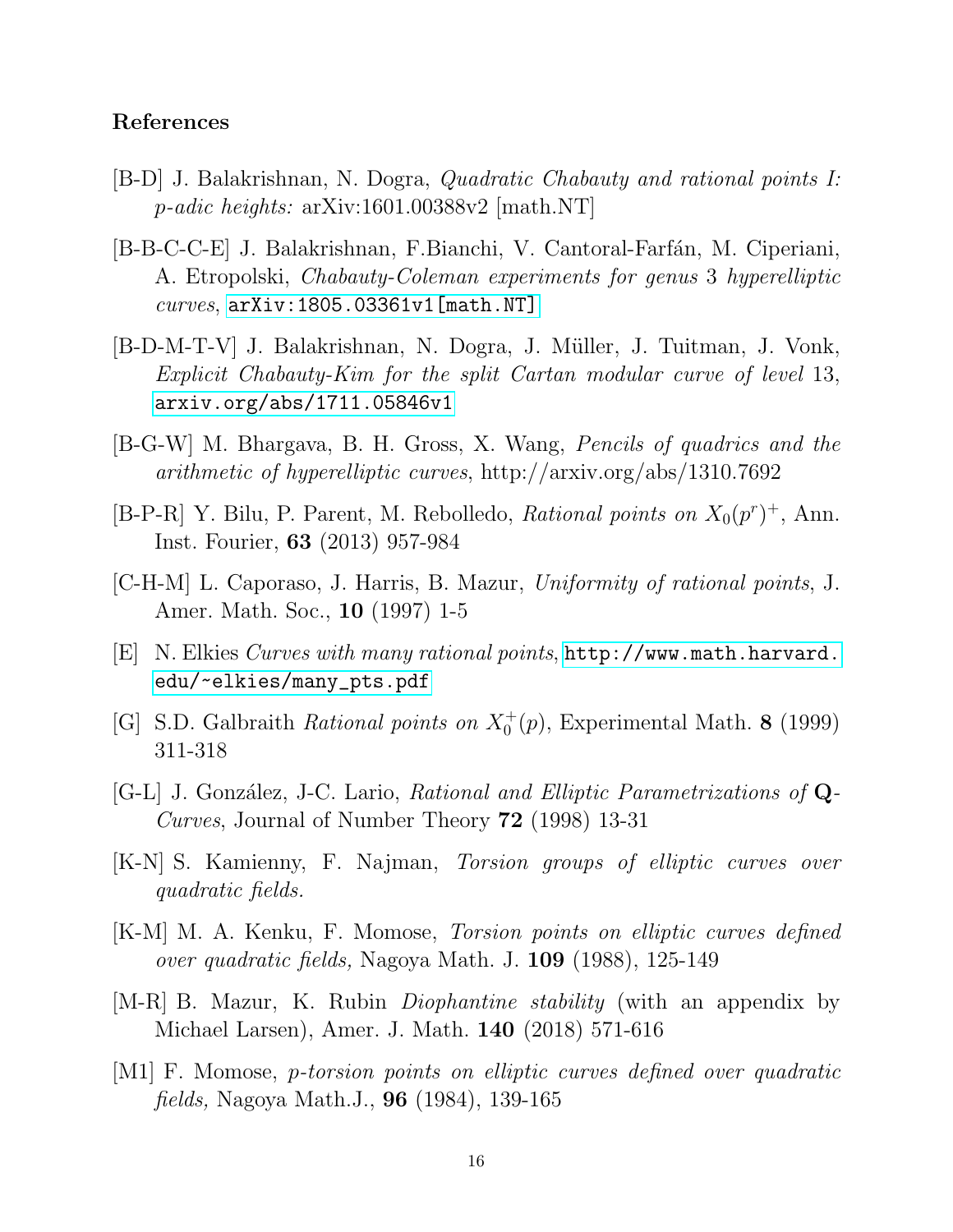## References

[B-D] J. Balakrishnan, N. Dogra, *Quadratic Chabauty and rational points I: p-adic heights:* arXiv:1601.00388v2 [math.NT]

[B-B-C-C-E] J. Balakrishnan, F.Bianchi, V. Cantoral-Farfán, M. Ciperiani, A. Etropolski, *Chabauty-Coleman experiments for genus 3 hyperelliptic curves*, arXiv:1805.03361v1[math.NT]

[B-D-M-T-V] J. Balakrishnan, N. Dogra, J. Müller, J. Tuitman, J. Vonk, *Explicit Chabauty-Kim for the split Cartan modular curve of level 13*, arxiv.org/abs/1711.05846v1

[B-G-W] M. Bhargava, B. H. Gross, X. Wang, *Pencils of quadrics and the arithmetic of hyperelliptic curves*, http://arxiv.org/abs/1310.7692

[B-P-R] Y. Bilu, P. Parent, M. Rebolledo, *Rational points on $X_0(p^r)^+$*, Ann. Inst. Fourier, **63** (2013) 957-984

[C-H-M] L. Caporaso, J. Harris, B. Mazur, *Uniformity of rational points*, J. Amer. Math. Soc., **10** (1997) 1-5

[E] N. Elkies *Curves with many rational points*, http://www.math.harvard.edu/~elkies/many_pts.pdf

[G] S.D. Galbraith *Rational points on $X_0^+(p)$*, Experimental Math. **8** (1999) 311-318

[G-L] J. González, J-C. Lario, *Rational and Elliptic Parametrizations of* **Q**-*Curves*, Journal of Number Theory **72** (1998) 13-31

[K-N] S. Kamienny, F. Najman, *Torsion groups of elliptic curves over quadratic fields.*

[K-M] M. A. Kenku, F. Momose, *Torsion points on elliptic curves defined over quadratic fields,* Nagoya Math. J. **109** (1988), 125-149

[M-R] B. Mazur, K. Rubin *Diophantine stability* (with an appendix by Michael Larsen), Amer. J. Math. **140** (2018) 571-616

[M1] F. Momose, *p-torsion points on elliptic curves defined over quadratic fields,* Nagoya Math.J., **96** (1984), 139-165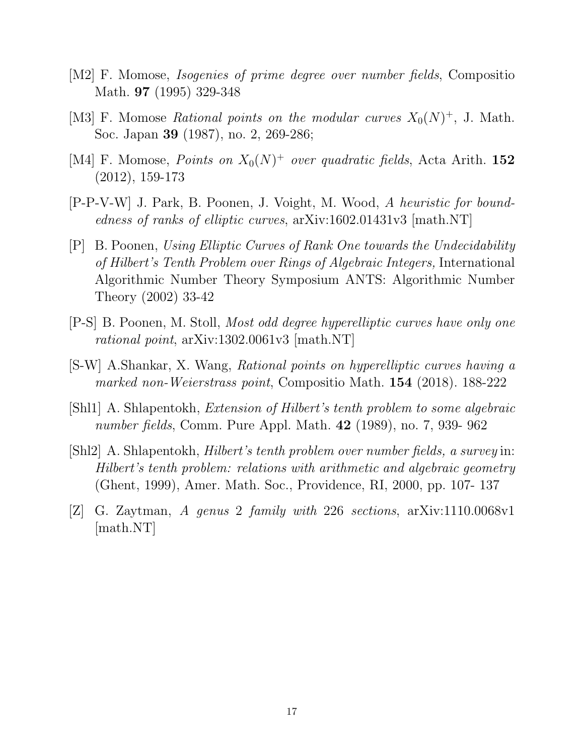[M2] F. Momose, *Isogenies of prime degree over number fields*, Compositio Math. **97** (1995) 329-348

[M3] F. Momose *Rational points on the modular curves $X_0(N)^+$*, J. Math. Soc. Japan **39** (1987), no. 2, 269-286;

[M4] F. Momose, *Points on $X_0(N)^+$ over quadratic fields*, Acta Arith. **152** (2012), 159-173

[P-P-V-W] J. Park, B. Poonen, J. Voight, M. Wood, *A heuristic for boundedness of ranks of elliptic curves*, arXiv:1602.01431v3 [math.NT]

[P] B. Poonen, *Using Elliptic Curves of Rank One towards the Undecidability of Hilbert's Tenth Problem over Rings of Algebraic Integers,* International Algorithmic Number Theory Symposium ANTS: Algorithmic Number Theory (2002) 33-42

[P-S] B. Poonen, M. Stoll, *Most odd degree hyperelliptic curves have only one rational point*, arXiv:1302.0061v3 [math.NT]

[S-W] A.Shankar, X. Wang, *Rational points on hyperelliptic curves having a marked non-Weierstrass point*, Compositio Math. **154** (2018). 188-222

[Shl1] A. Shlapentokh, *Extension of Hilbert's tenth problem to some algebraic number fields*, Comm. Pure Appl. Math. **42** (1989), no. 7, 939- 962

[Shl2] A. Shlapentokh, *Hilbert's tenth problem over number fields, a survey* in: *Hilbert's tenth problem: relations with arithmetic and algebraic geometry* (Ghent, 1999), Amer. Math. Soc., Providence, RI, 2000, pp. 107- 137

[Z] G. Zaytman, *A genus 2 family with 226 sections*, arXiv:1110.0068v1 [math.NT]